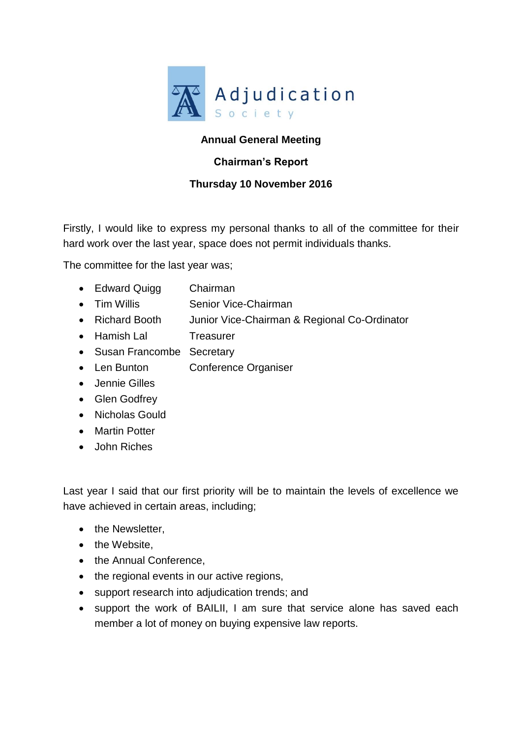Adjudication Society

**Annual General Meeting**

**Chairman's Report**

**Thursday 10 November 2016**

Firstly, I would like to express my personal thanks to all of the committee for their hard work over the last year, space does not permit individuals thanks.

The committee for the last year was;

- Edward Quigg Chairman
- Tim Willis Senior Vice-Chairman
- Richard Booth Junior Vice-Chairman & Regional Co-Ordinator
- Hamish Lal Treasurer
- Susan Francombe Secretary
- Len Bunton Conference Organiser
- Jennie Gilles
- Glen Godfrey
- Nicholas Gould
- Martin Potter
- John Riches

Last year I said that our first priority will be to maintain the levels of excellence we have achieved in certain areas, including;

- the Newsletter,
- the Website,
- the Annual Conference,
- the regional events in our active regions,
- support research into adjudication trends; and
- support the work of BAILII, I am sure that service alone has saved each member a lot of money on buying expensive law reports.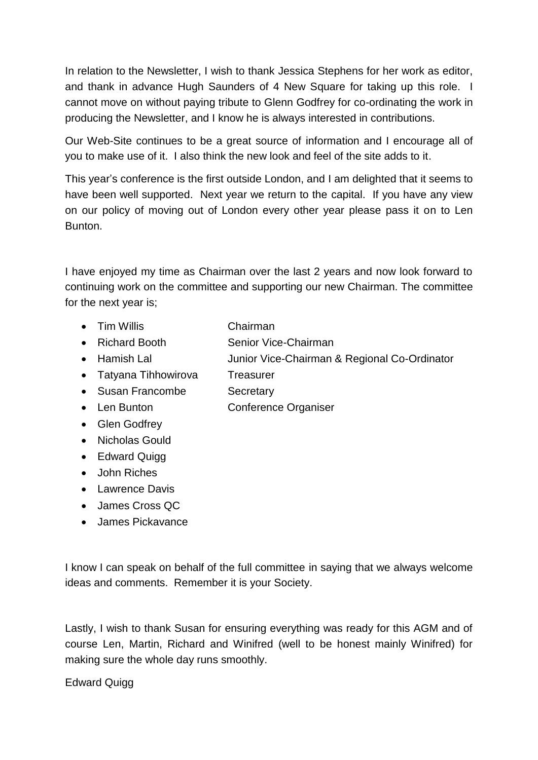In relation to the Newsletter, I wish to thank Jessica Stephens for her work as editor, and thank in advance Hugh Saunders of 4 New Square for taking up this role. I cannot move on without paying tribute to Glenn Godfrey for co-ordinating the work in producing the Newsletter, and I know he is always interested in contributions.

Our Web-Site continues to be a great source of information and I encourage all of you to make use of it. I also think the new look and feel of the site adds to it.

This year's conference is the first outside London, and I am delighted that it seems to have been well supported. Next year we return to the capital. If you have any view on our policy of moving out of London every other year please pass it on to Len Bunton.

I have enjoyed my time as Chairman over the last 2 years and now look forward to continuing work on the committee and supporting our new Chairman. The committee for the next year is;

- Tim Willis — Chairman
- Richard Booth — Senior Vice-Chairman
- Hamish Lal — Junior Vice-Chairman & Regional Co-Ordinator
- Tatyana Tihhowirova — Treasurer
- Susan Francombe — Secretary
- Len Bunton — Conference Organiser
- Glen Godfrey
- Nicholas Gould
- Edward Quigg
- John Riches
- Lawrence Davis
- James Cross QC
- James Pickavance

I know I can speak on behalf of the full committee in saying that we always welcome ideas and comments. Remember it is your Society.

Lastly, I wish to thank Susan for ensuring everything was ready for this AGM and of course Len, Martin, Richard and Winifred (well to be honest mainly Winifred) for making sure the whole day runs smoothly.

Edward Quigg